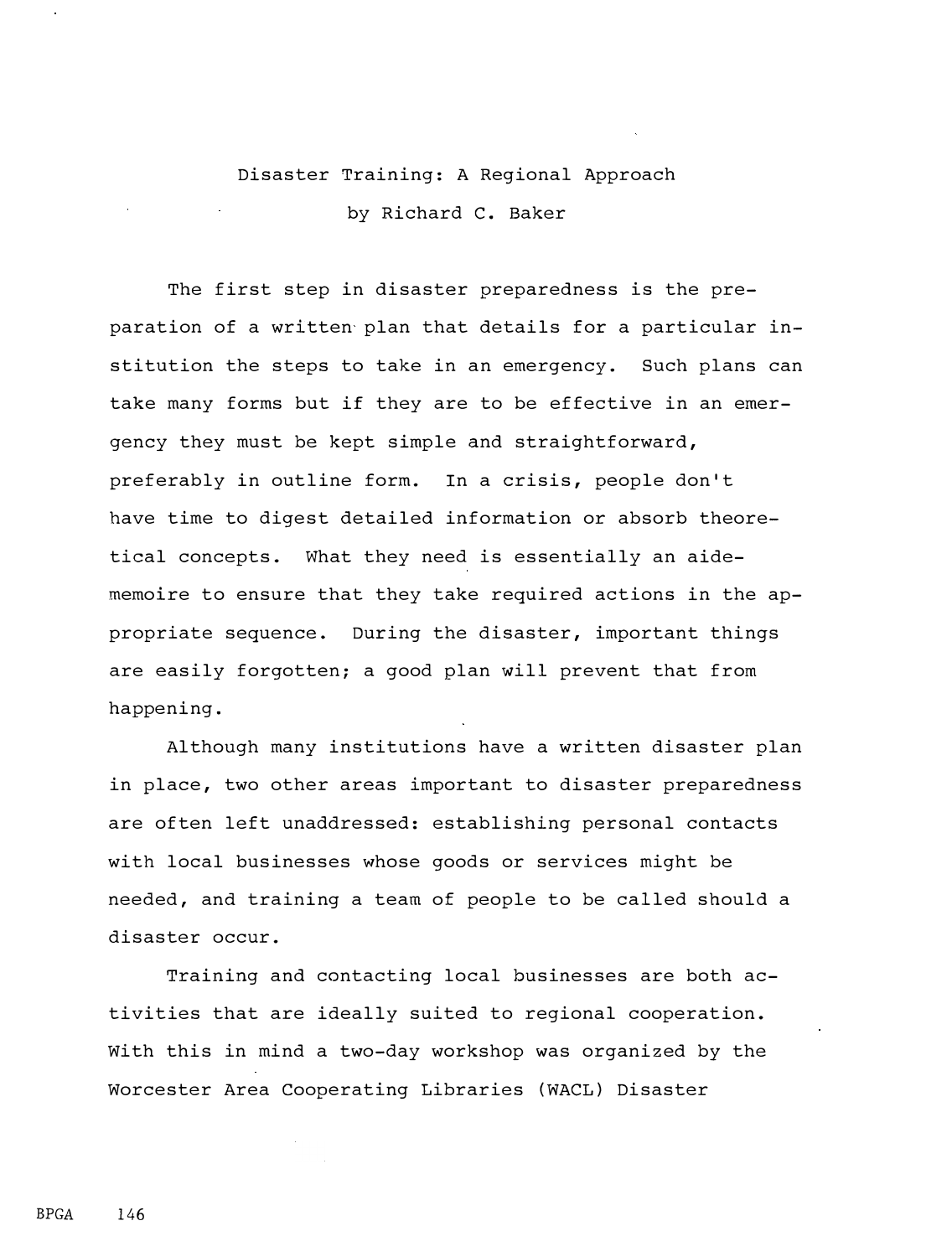# Disaster Training: A Regional Approach

by Richard C. Baker

The first step in disaster preparedness is the preparation of a written plan that details for a particular institution the steps to take in an emergency. Such plans can take many forms but if they are to be effective in an emergency they must be kept simple and straightforward, preferably in outline form. In a crisis, people don't have time to digest detailed information or absorb theoretical concepts. What they need is essentially an aide-memoire to ensure that they take required actions in the appropriate sequence. During the disaster, important things are easily forgotten; a good plan will prevent that from happening.

Although many institutions have a written disaster plan in place, two other areas important to disaster preparedness are often left unaddressed: establishing personal contacts with local businesses whose goods or services might be needed, and training a team of people to be called should a disaster occur.

Training and contacting local businesses are both activities that are ideally suited to regional cooperation. With this in mind a two-day workshop was organized by the Worcester Area Cooperating Libraries (WACL) Disaster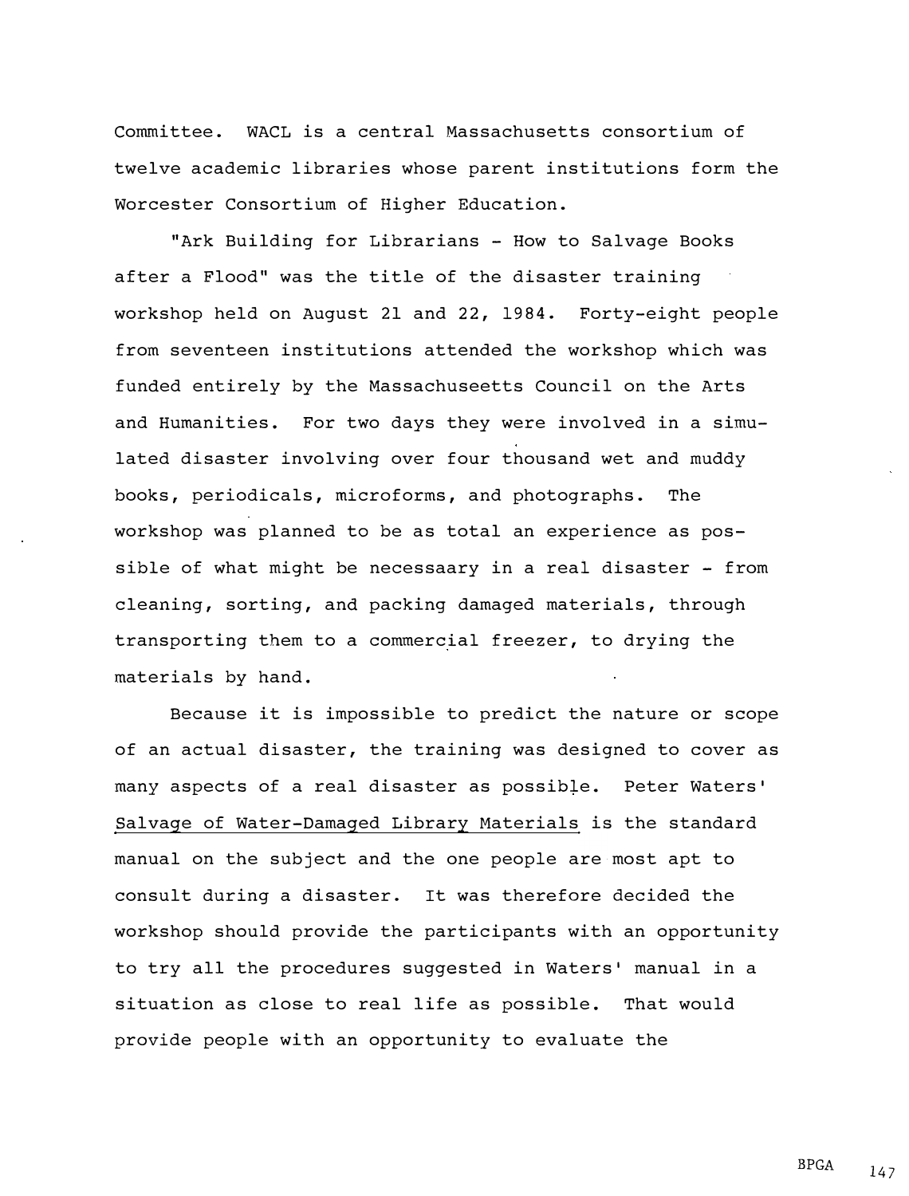Committee. WACL is a central Massachusetts consortium of twelve academic libraries whose parent institutions form the Worcester Consortium of Higher Education.

"Ark Building for Librarians - How to Salvage Books after a Flood" was the title of the disaster training workshop held on August 21 and 22, 1984. Forty-eight people from seventeen institutions attended the workshop which was funded entirely by the Massachuseetts Council on the Arts and Humanities. For two days they were involved in a simulated disaster involving over four thousand wet and muddy books, periodicals, microforms, and photographs. The workshop was planned to be as total an experience as possible of what might be necessaary in a real disaster - from cleaning, sorting, and packing damaged materials, through transporting them to a commercial freezer, to drying the materials by hand.

Because it is impossible to predict the nature or scope of an actual disaster, the training was designed to cover as many aspects of a real disaster as possible. Peter Waters' Salvage of Water-Damaged Library Materials is the standard manual on the subject and the one people are most apt to consult during a disaster. It was therefore decided the workshop should provide the participants with an opportunity to try all the procedures suggested in Waters' manual in a situation as close to real life as possible. That would provide people with an opportunity to evaluate the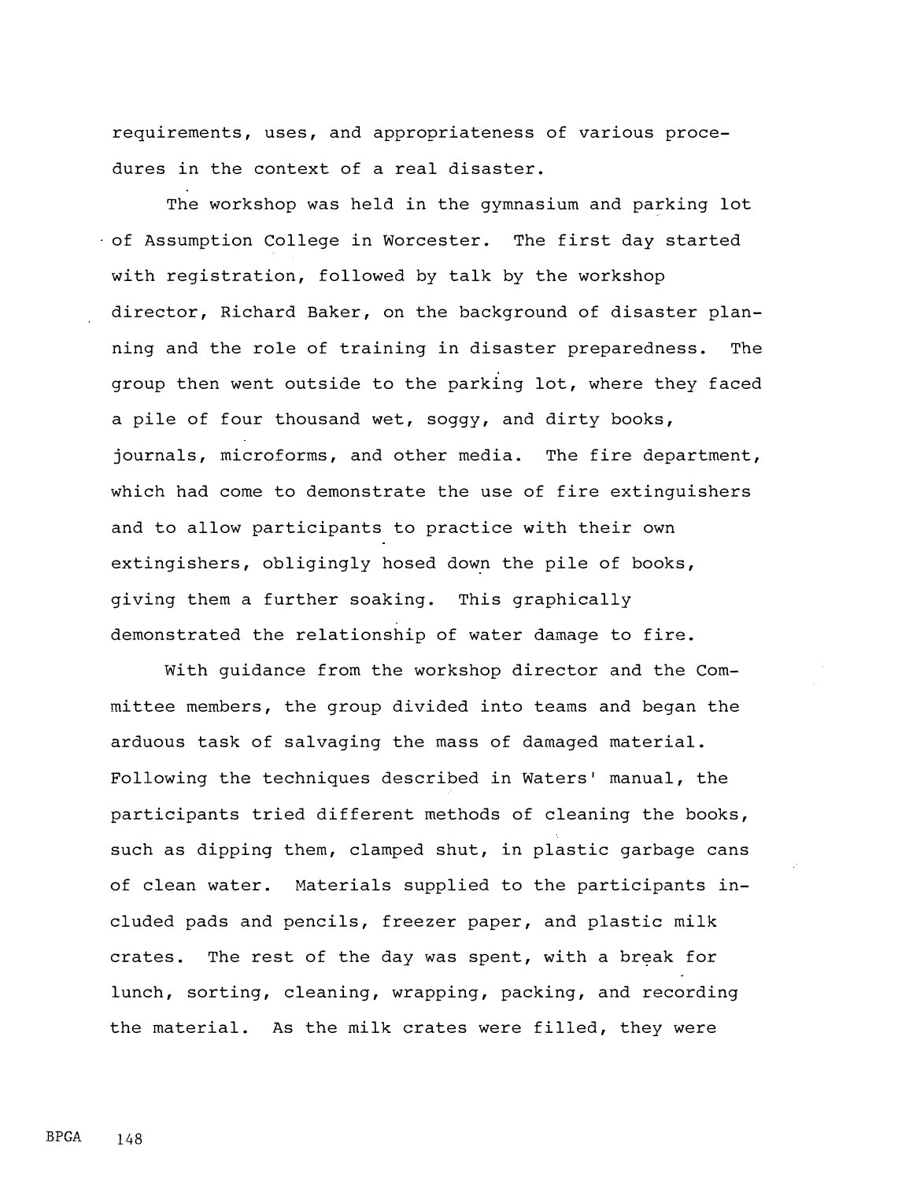requirements, uses, and appropriateness of various procedures in the context of a real disaster.

The workshop was held in the gymnasium and parking lot of Assumption College in Worcester. The first day started with registration, followed by talk by the workshop director, Richard Baker, on the background of disaster planning and the role of training in disaster preparedness. The group then went outside to the parking lot, where they faced a pile of four thousand wet, soggy, and dirty books, journals, microforms, and other media. The fire department, which had come to demonstrate the use of fire extinguishers and to allow participants to practice with their own extingishers, obligingly hosed down the pile of books, giving them a further soaking. This graphically demonstrated the relationship of water damage to fire.

With guidance from the workshop director and the Committee members, the group divided into teams and began the arduous task of salvaging the mass of damaged material. Following the techniques described in Waters' manual, the participants tried different methods of cleaning the books, such as dipping them, clamped shut, in plastic garbage cans of clean water. Materials supplied to the participants included pads and pencils, freezer paper, and plastic milk crates. The rest of the day was spent, with a break for lunch, sorting, cleaning, wrapping, packing, and recording the material. As the milk crates were filled, they were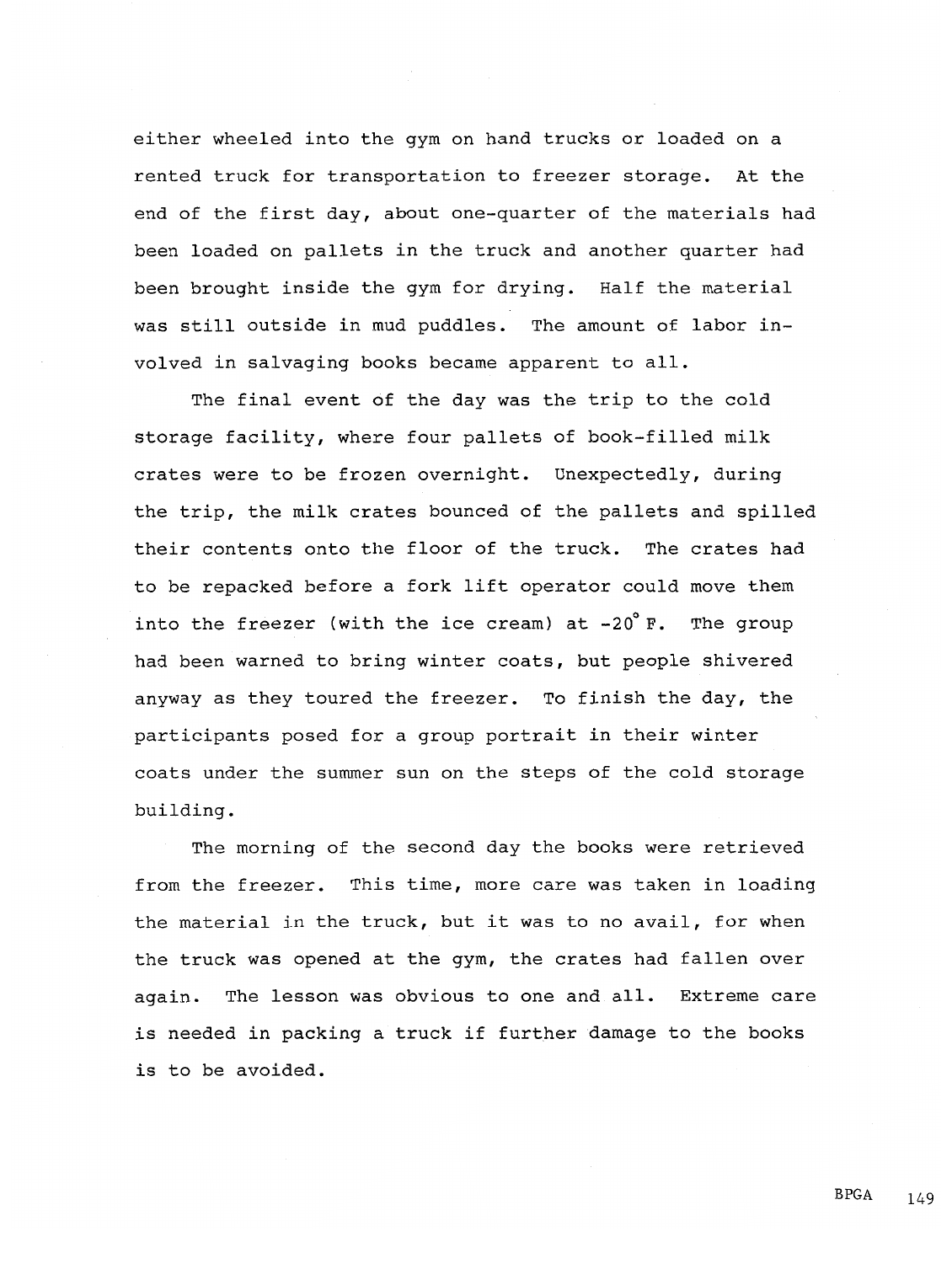either wheeled into the gym on hand trucks or loaded on a rented truck for transportation to freezer storage. At the end of the first day, about one-quarter of the materials had been loaded on pallets in the truck and another quarter had been brought inside the gym for drying. Half the material was still outside in mud puddles. The amount of labor involved in salvaging books became apparent to all.

The final event of the day was the trip to the cold storage facility, where four pallets of book-filled milk crates were to be frozen overnight. Unexpectedly, during the trip, the milk crates bounced of the pallets and spilled their contents onto the floor of the truck. The crates had to be repacked before a fork lift operator could move them into the freezer (with the ice cream) at -20° F. The group had been warned to bring winter coats, but people shivered anyway as they toured the freezer. To finish the day, the participants posed for a group portrait in their winter coats under the summer sun on the steps of the cold storage building.

The morning of the second day the books were retrieved from the freezer. This time, more care was taken in loading the material in the truck, but it was to no avail, for when the truck was opened at the gym, the crates had fallen over again. The lesson was obvious to one and all. Extreme care is needed in packing a truck if further damage to the books is to be avoided.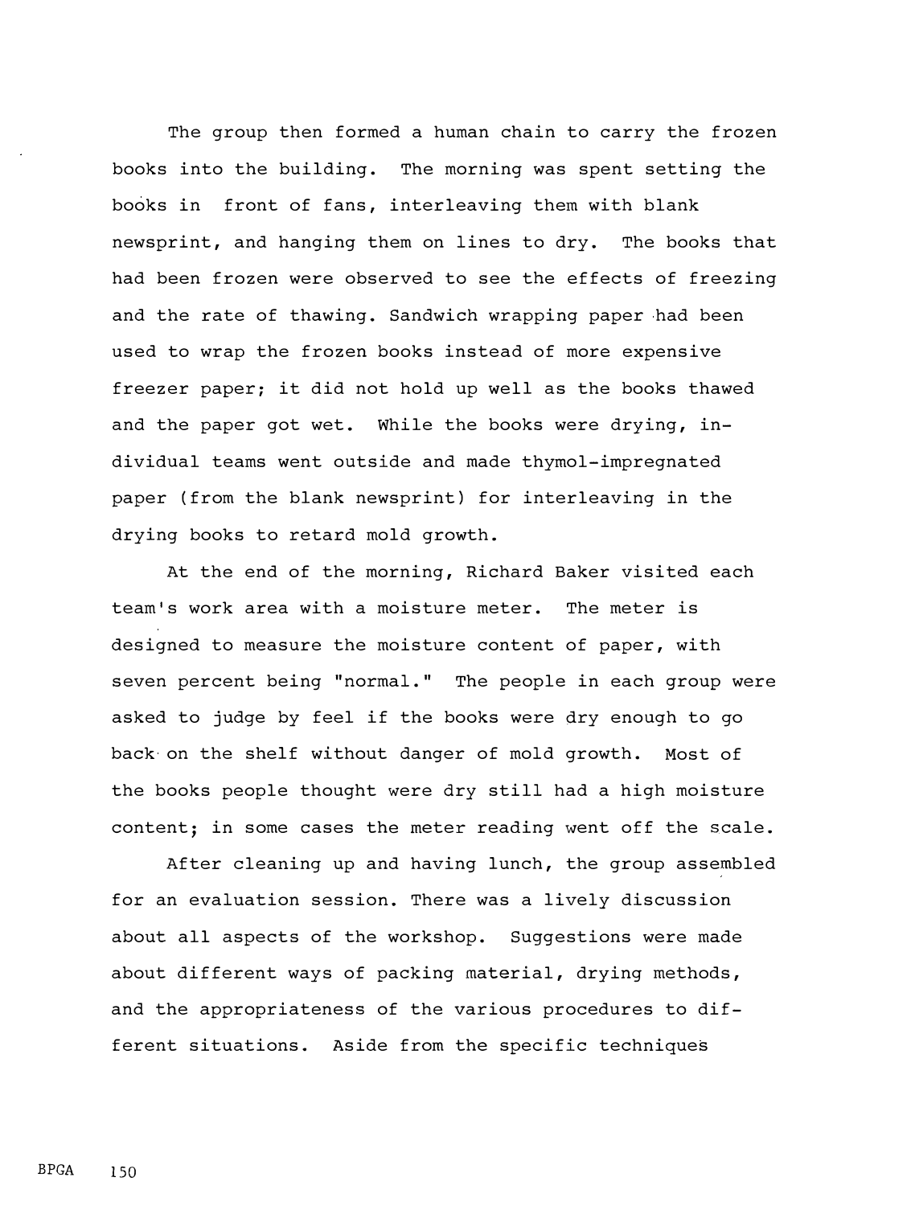The group then formed a human chain to carry the frozen books into the building. The morning was spent setting the books in front of fans, interleaving them with blank newsprint, and hanging them on lines to dry. The books that had been frozen were observed to see the effects of freezing and the rate of thawing. Sandwich wrapping paper had been used to wrap the frozen books instead of more expensive freezer paper; it did not hold up well as the books thawed and the paper got wet. While the books were drying, individual teams went outside and made thymol-impregnated paper (from the blank newsprint) for interleaving in the drying books to retard mold growth.

At the end of the morning, Richard Baker visited each team's work area with a moisture meter. The meter is designed to measure the moisture content of paper, with seven percent being "normal." The people in each group were asked to judge by feel if the books were dry enough to go back on the shelf without danger of mold growth. Most of the books people thought were dry still had a high moisture content; in some cases the meter reading went off the scale.

After cleaning up and having lunch, the group assembled for an evaluation session. There was a lively discussion about all aspects of the workshop. Suggestions were made about different ways of packing material, drying methods, and the appropriateness of the various procedures to different situations. Aside from the specific techniques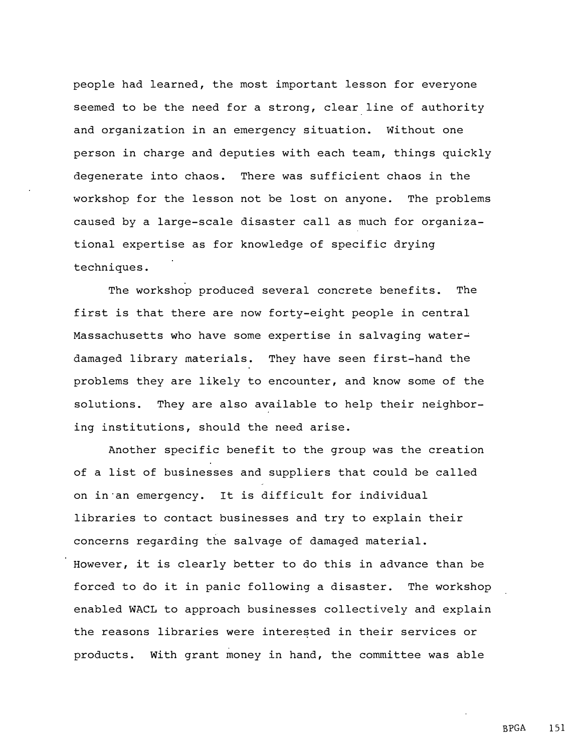people had learned, the most important lesson for everyone seemed to be the need for a strong, clear line of authority and organization in an emergency situation. Without one person in charge and deputies with each team, things quickly degenerate into chaos. There was sufficient chaos in the workshop for the lesson not be lost on anyone. The problems caused by a large-scale disaster call as much for organizational expertise as for knowledge of specific drying techniques.

The workshop produced several concrete benefits. The first is that there are now forty-eight people in central Massachusetts who have some expertise in salvaging water-damaged library materials. They have seen first-hand the problems they are likely to encounter, and know some of the solutions. They are also available to help their neighboring institutions, should the need arise.

Another specific benefit to the group was the creation of a list of businesses and suppliers that could be called on in an emergency. It is difficult for individual libraries to contact businesses and try to explain their concerns regarding the salvage of damaged material. However, it is clearly better to do this in advance than be forced to do it in panic following a disaster. The workshop enabled WACL to approach businesses collectively and explain the reasons libraries were interested in their services or products. With grant money in hand, the committee was able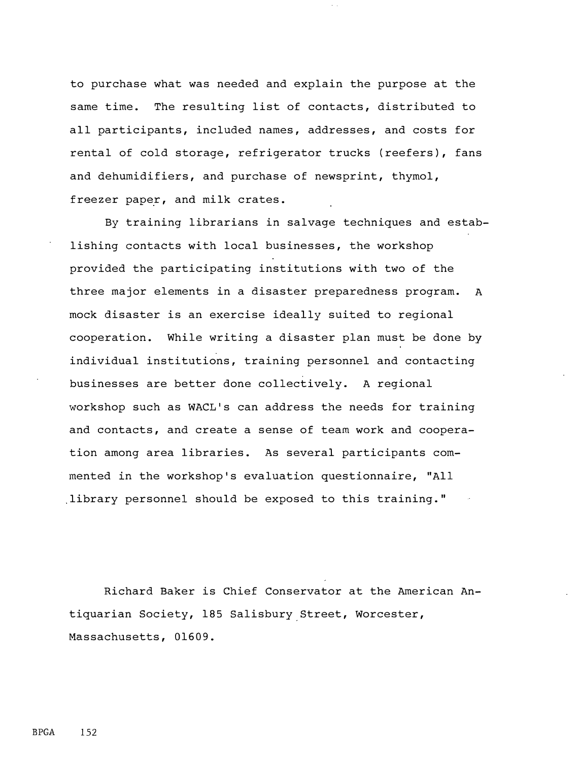to purchase what was needed and explain the purpose at the same time. The resulting list of contacts, distributed to all participants, included names, addresses, and costs for rental of cold storage, refrigerator trucks (reefers), fans and dehumidifiers, and purchase of newsprint, thymol, freezer paper, and milk crates.

By training librarians in salvage techniques and establishing contacts with local businesses, the workshop provided the participating institutions with two of the three major elements in a disaster preparedness program. A mock disaster is an exercise ideally suited to regional cooperation. While writing a disaster plan must be done by individual institutions, training personnel and contacting businesses are better done collectively. A regional workshop such as WACL's can address the needs for training and contacts, and create a sense of team work and cooperation among area libraries. As several participants commented in the workshop's evaluation questionnaire, "All library personnel should be exposed to this training."

Richard Baker is Chief Conservator at the American Antiquarian Society, 185 Salisbury Street, Worcester, Massachusetts, 01609.